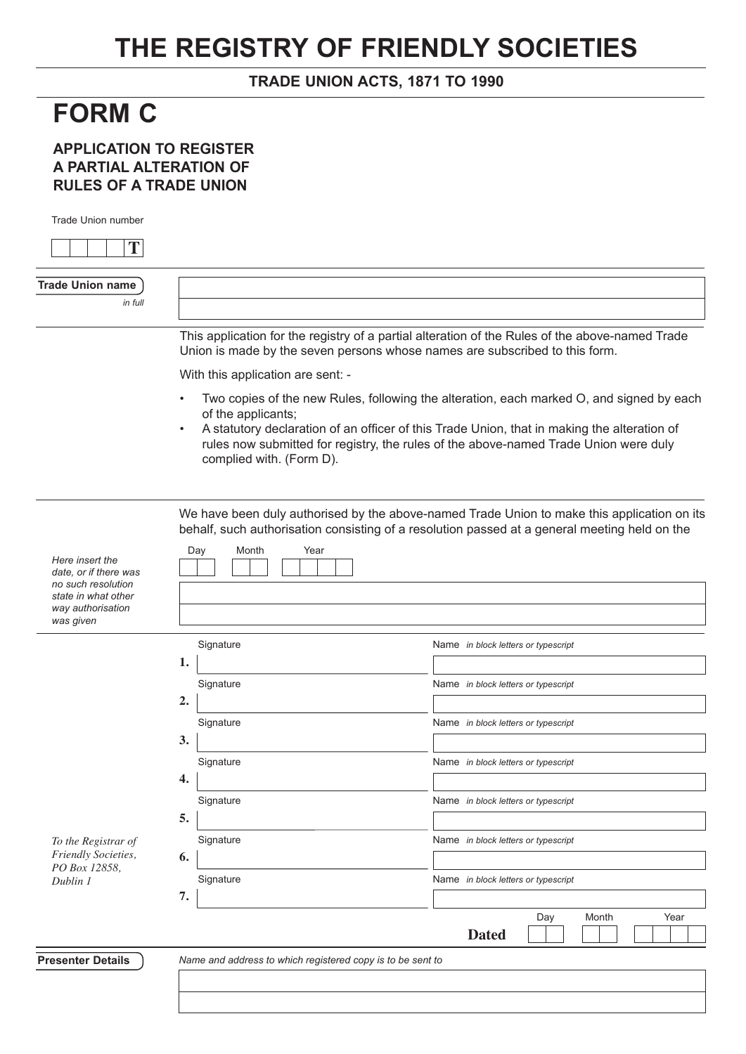# THE REGISTRY OF FRIENDLY SOCIETIES

**TRADE UNION ACTS, 1871 TO 1990**

# FORM C

## APPLICATION TO REGISTER A PARTIAL ALTERATION OF RULES OF A TRADE UNION

Trade Union number

| | | | | T |
|---|---|---|---|---|

**Trade Union name** *in full*

This application for the registry of a partial alteration of the Rules of the above-named Trade Union is made by the seven persons whose names are subscribed to this form.

With this application are sent: -

- Two copies of the new Rules, following the alteration, each marked O, and signed by each of the applicants;
- A statutory declaration of an officer of this Trade Union, that in making the alteration of rules now submitted for registry, the rules of the above-named Trade Union were duly complied with. (Form D).

We have been duly authorised by the above-named Trade Union to make this application on its behalf, such authorisation consisting of a resolution passed at a general meeting held on the

*Here insert the date, or if there was no such resolution state in what other way authorisation was given*

Day | Month | Year

| | Signature | Name *in block letters or typescript* |
|---|---|---|
| **1.** | | |
| **2.** | | |
| **3.** | | |
| **4.** | | |
| **5.** | | |
| **6.** | | |
| **7.** | | |

*To the Registrar of Friendly Societies, PO Box 12858, Dublin 1*

**Dated** Day | Month | Year

**Presenter Details**

*Name and address to which registered copy is to be sent to*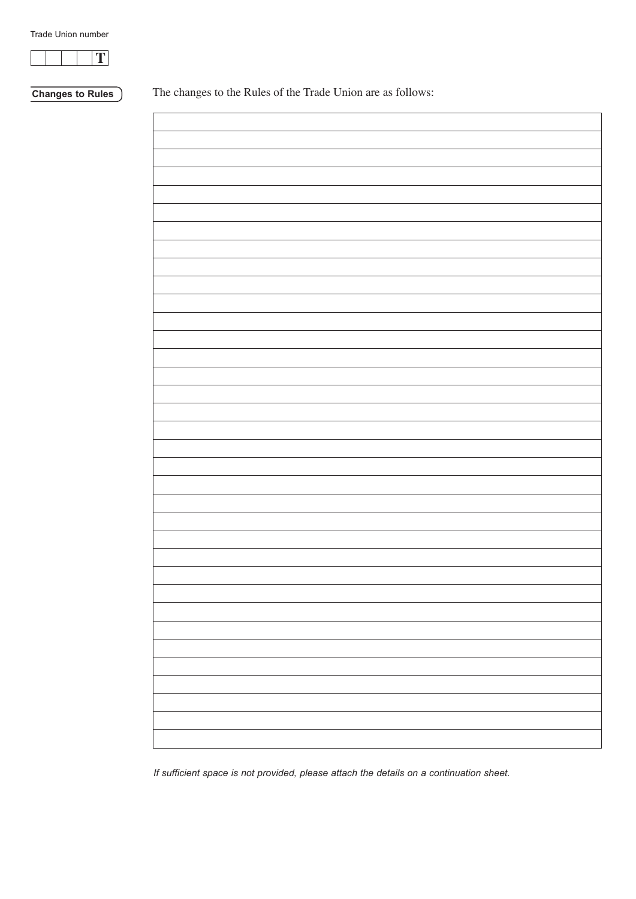Trade Union number

| | | | | |
|---|---|---|---|---|
| | | | | T |

**Changes to Rules**

The changes to the Rules of the Trade Union are as follows:

*If sufficient space is not provided, please attach the details on a continuation sheet.*